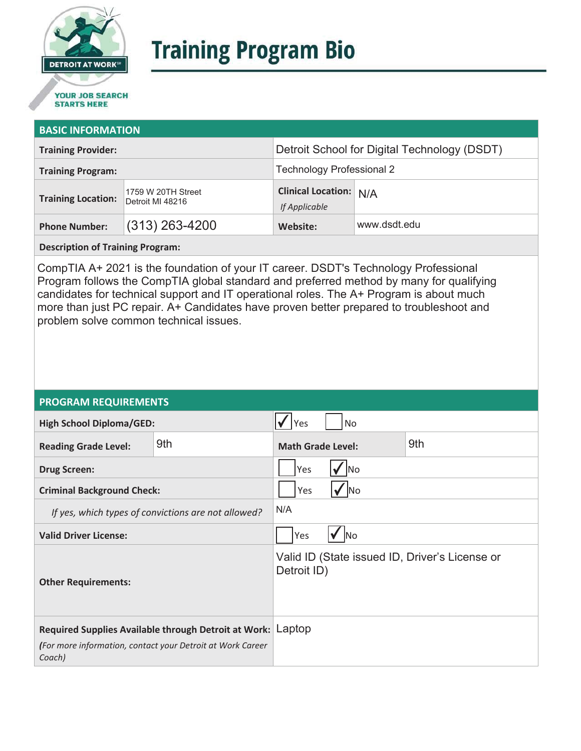# Training Program Bio

## BASIC INFORMATION

| | | | |
|---|---|---|---|
| **Training Provider:** | | Detroit School for Digital Technology (DSDT) | |
| **Training Program:** | | Technology Professional 2 | |
| **Training Location:** | 1759 W 20TH Street Detroit MI 48216 | **Clinical Location:** *If Applicable* | N/A |
| **Phone Number:** | (313) 263-4200 | **Website:** | www.dsdt.edu |

**Description of Training Program:**

CompTIA A+ 2021 is the foundation of your IT career. DSDT's Technology Professional Program follows the CompTIA global standard and preferred method by many for qualifying candidates for technical support and IT operational roles. The A+ Program is about much more than just PC repair. A+ Candidates have proven better prepared to troubleshoot and problem solve common technical issues.

## PROGRAM REQUIREMENTS

| | | | |
|---|---|---|---|
| **High School Diploma/GED:** | | ☑ Yes ☐ No | |
| **Reading Grade Level:** | 9th | **Math Grade Level:** | 9th |
| **Drug Screen:** | | ☐ Yes ☑ No | |
| **Criminal Background Check:** | | ☐ Yes ☑ No | |
| *If yes, which types of convictions are not allowed?* | | N/A | |
| **Valid Driver License:** | | ☐ Yes ☑ No | |
| **Other Requirements:** | | Valid ID (State issued ID, Driver's License or Detroit ID) | |
| **Required Supplies Available through Detroit at Work:** *(For more information, contact your Detroit at Work Career Coach)* | | Laptop | |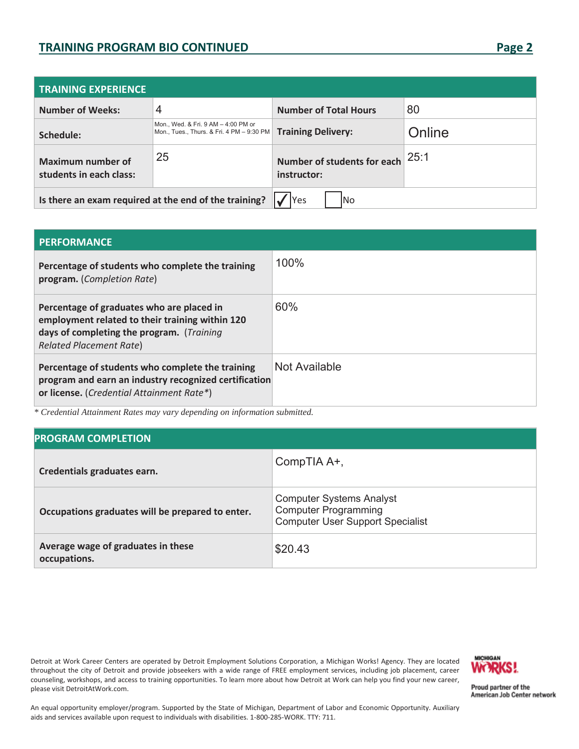## TRAINING PROGRAM BIO CONTINUED

| TRAINING EXPERIENCE | | | |
|---|---|---|---|
| **Number of Weeks:** | 4 | **Number of Total Hours** | 80 |
| **Schedule:** | Mon., Wed. & Fri. 9 AM – 4:00 PM or Mon., Tues., Thurs. & Fri. 4 PM – 9:30 PM | **Training Delivery:** | Online |
| **Maximum number of students in each class:** | 25 | **Number of students for each instructor:** | 25:1 |
| **Is there an exam required at the end of the training?** | | ☑ Yes | ☐ No |

| PERFORMANCE | |
|---|---|
| **Percentage of students who complete the training program.** (*Completion Rate*) | 100% |
| **Percentage of graduates who are placed in employment related to their training within 120 days of completing the program.** (*Training Related Placement Rate*) | 60% |
| **Percentage of students who complete the training program and earn an industry recognized certification or license.** (*Credential Attainment Rate**) | Not Available |

*\* Credential Attainment Rates may vary depending on information submitted.*

| PROGRAM COMPLETION | |
|---|---|
| **Credentials graduates earn.** | CompTIA A+, |
| **Occupations graduates will be prepared to enter.** | Computer Systems Analyst<br>Computer Programming<br>Computer User Support Specialist |
| **Average wage of graduates in these occupations.** | $20.43 |

Detroit at Work Career Centers are operated by Detroit Employment Solutions Corporation, a Michigan Works! Agency. They are located throughout the city of Detroit and provide jobseekers with a wide range of FREE employment services, including job placement, career counseling, workshops, and access to training opportunities. To learn more about how Detroit at Work can help you find your new career, please visit DetroitAtWork.com.

MICHIGAN WORKS! Proud partner of the American Job Center network

An equal opportunity employer/program. Supported by the State of Michigan, Department of Labor and Economic Opportunity. Auxiliary aids and services available upon request to individuals with disabilities. 1-800-285-WORK. TTY: 711.